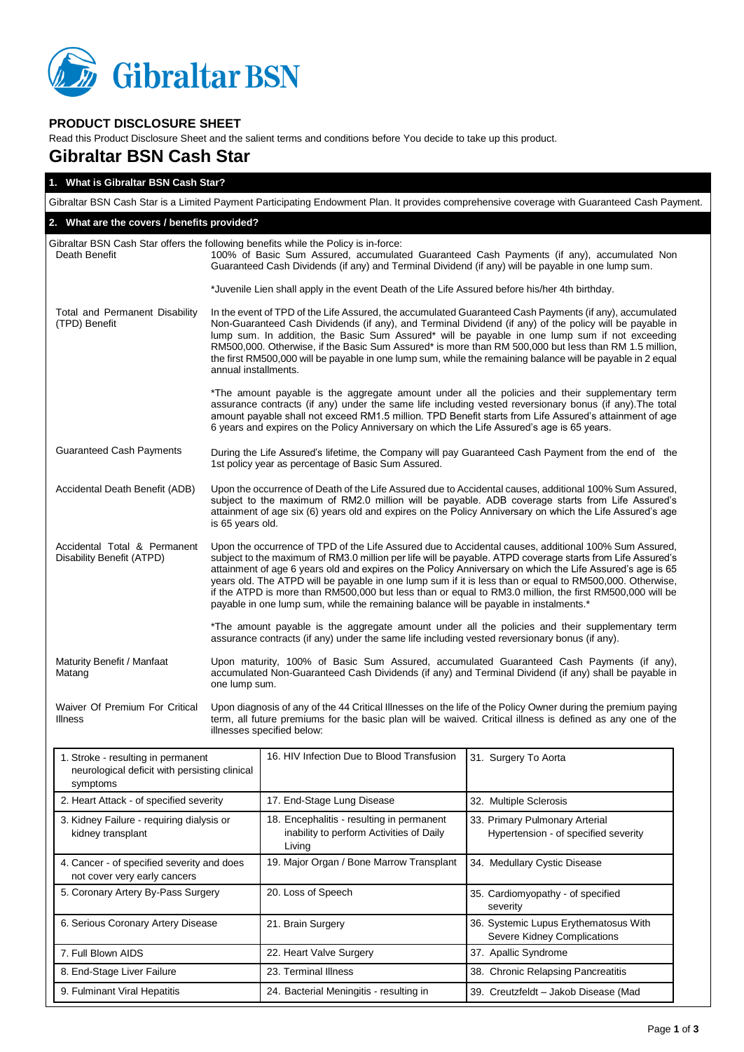**PRODUCT DISCLOSURE SHEET**

Read this Product Disclosure Sheet and the salient terms and conditions before You decide to take up this product.

# Gibraltar BSN Cash Star

## 1. What is Gibraltar BSN Cash Star?

Gibraltar BSN Cash Star is a Limited Payment Participating Endowment Plan. It provides comprehensive coverage with Guaranteed Cash Payment.

## 2. What are the covers / benefits provided?

Gibraltar BSN Cash Star offers the following benefits while the Policy is in-force:

**Death Benefit**

100% of Basic Sum Assured, accumulated Guaranteed Cash Payments (if any), accumulated Non Guaranteed Cash Dividends (if any) and Terminal Dividend (if any) will be payable in one lump sum.

*Juvenile Lien shall apply in the event Death of the Life Assured before his/her 4th birthday.

**Total and Permanent Disability (TPD) Benefit**

In the event of TPD of the Life Assured, the accumulated Guaranteed Cash Payments (if any), accumulated Non-Guaranteed Cash Dividends (if any), and Terminal Dividend (if any) of the policy will be payable in lump sum. In addition, the Basic Sum Assured* will be payable in one lump sum if not exceeding RM500,000. Otherwise, if the Basic Sum Assured* is more than RM 500,000 but less than RM 1.5 million, the first RM500,000 will be payable in one lump sum, while the remaining balance will be payable in 2 equal annual installments.

*The amount payable is the aggregate amount under all the policies and their supplementary term assurance contracts (if any) under the same life including vested reversionary bonus (if any).The total amount payable shall not exceed RM1.5 million. TPD Benefit starts from Life Assured's attainment of age 6 years and expires on the Policy Anniversary on which the Life Assured's age is 65 years.

**Guaranteed Cash Payments**

During the Life Assured's lifetime, the Company will pay Guaranteed Cash Payment from the end of the 1st policy year as percentage of Basic Sum Assured.

**Accidental Death Benefit (ADB)**

Upon the occurrence of Death of the Life Assured due to Accidental causes, additional 100% Sum Assured, subject to the maximum of RM2.0 million will be payable. ADB coverage starts from Life Assured's attainment of age six (6) years old and expires on the Policy Anniversary on which the Life Assured's age is 65 years old.

**Accidental Total & Permanent Disability Benefit (ATPD)**

Upon the occurrence of TPD of the Life Assured due to Accidental causes, additional 100% Sum Assured, subject to the maximum of RM3.0 million per life will be payable. ATPD coverage starts from Life Assured's attainment of age 6 years old and expires on the Policy Anniversary on which the Life Assured's age is 65 years old. The ATPD will be payable in one lump sum if it is less than or equal to RM500,000. Otherwise, if the ATPD is more than RM500,000 but less than or equal to RM3.0 million, the first RM500,000 will be payable in one lump sum, while the remaining balance will be payable in instalments.*

*The amount payable is the aggregate amount under all the policies and their supplementary term assurance contracts (if any) under the same life including vested reversionary bonus (if any).

**Maturity Benefit / Manfaat Matang**

Upon maturity, 100% of Basic Sum Assured, accumulated Guaranteed Cash Payments (if any), accumulated Non-Guaranteed Cash Dividends (if any) and Terminal Dividend (if any) shall be payable in one lump sum.

**Waiver Of Premium For Critical Illness**

Upon diagnosis of any of the 44 Critical Illnesses on the life of the Policy Owner during the premium paying term, all future premiums for the basic plan will be waived. Critical illness is defined as any one of the illnesses specified below:

| | | |
|---|---|---|
| 1. Stroke - resulting in permanent neurological deficit with persisting clinical symptoms | 16. HIV Infection Due to Blood Transfusion | 31. Surgery To Aorta |
| 2. Heart Attack - of specified severity | 17. End-Stage Lung Disease | 32. Multiple Sclerosis |
| 3. Kidney Failure - requiring dialysis or kidney transplant | 18. Encephalitis - resulting in permanent inability to perform Activities of Daily Living | 33. Primary Pulmonary Arterial Hypertension - of specified severity |
| 4. Cancer - of specified severity and does not cover very early cancers | 19. Major Organ / Bone Marrow Transplant | 34. Medullary Cystic Disease |
| 5. Coronary Artery By-Pass Surgery | 20. Loss of Speech | 35. Cardiomyopathy - of specified severity |
| 6. Serious Coronary Artery Disease | 21. Brain Surgery | 36. Systemic Lupus Erythematosus With Severe Kidney Complications |
| 7. Full Blown AIDS | 22. Heart Valve Surgery | 37. Apallic Syndrome |
| 8. End-Stage Liver Failure | 23. Terminal Illness | 38. Chronic Relapsing Pancreatitis |
| 9. Fulminant Viral Hepatitis | 24. Bacterial Meningitis - resulting in | 39. Creutzfeldt – Jakob Disease (Mad |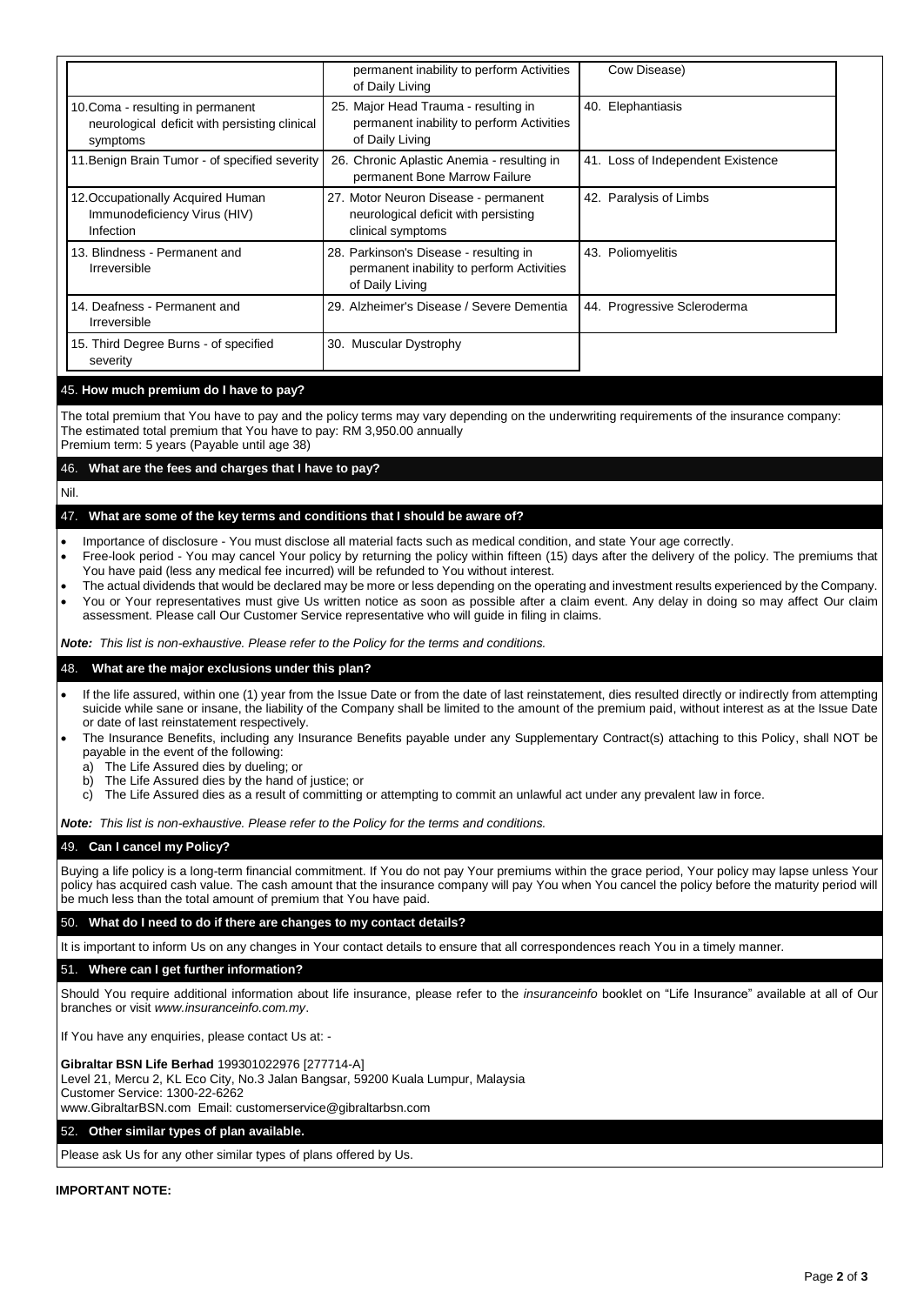| | | |
|---|---|---|
| | permanent inability to perform Activities of Daily Living | Cow Disease) |
| 10.Coma - resulting in permanent neurological deficit with persisting clinical symptoms | 25. Major Head Trauma - resulting in permanent inability to perform Activities of Daily Living | 40. Elephantiasis |
| 11.Benign Brain Tumor - of specified severity | 26. Chronic Aplastic Anemia - resulting in permanent Bone Marrow Failure | 41. Loss of Independent Existence |
| 12.Occupationally Acquired Human Immunodeficiency Virus (HIV) Infection | 27. Motor Neuron Disease - permanent neurological deficit with persisting clinical symptoms | 42. Paralysis of Limbs |
| 13. Blindness - Permanent and Irreversible | 28. Parkinson's Disease - resulting in permanent inability to perform Activities of Daily Living | 43. Poliomyelitis |
| 14. Deafness - Permanent and Irreversible | 29. Alzheimer's Disease / Severe Dementia | 44. Progressive Scleroderma |
| 15. Third Degree Burns - of specified severity | 30. Muscular Dystrophy | |

## 45. How much premium do I have to pay?

The total premium that You have to pay and the policy terms may vary depending on the underwriting requirements of the insurance company:
The estimated total premium that You have to pay: RM 3,950.00 annually
Premium term: 5 years (Payable until age 38)

## 46. What are the fees and charges that I have to pay?

Nil.

## 47. What are some of the key terms and conditions that I should be aware of?

- Importance of disclosure - You must disclose all material facts such as medical condition, and state Your age correctly.
- Free-look period - You may cancel Your policy by returning the policy within fifteen (15) days after the delivery of the policy. The premiums that You have paid (less any medical fee incurred) will be refunded to You without interest.
- The actual dividends that would be declared may be more or less depending on the operating and investment results experienced by the Company.
- You or Your representatives must give Us written notice as soon as possible after a claim event. Any delay in doing so may affect Our claim assessment. Please call Our Customer Service representative who will guide in filing in claims.

***Note:*** *This list is non-exhaustive. Please refer to the Policy for the terms and conditions.*

## 48. What are the major exclusions under this plan?

- If the life assured, within one (1) year from the Issue Date or from the date of last reinstatement, dies resulted directly or indirectly from attempting suicide while sane or insane, the liability of the Company shall be limited to the amount of the premium paid, without interest as at the Issue Date or date of last reinstatement respectively.
- The Insurance Benefits, including any Insurance Benefits payable under any Supplementary Contract(s) attaching to this Policy, shall NOT be payable in the event of the following:
  a) The Life Assured dies by dueling; or
  b) The Life Assured dies by the hand of justice; or
  c) The Life Assured dies as a result of committing or attempting to commit an unlawful act under any prevalent law in force.

***Note:*** *This list is non-exhaustive. Please refer to the Policy for the terms and conditions.*

## 49. Can I cancel my Policy?

Buying a life policy is a long-term financial commitment. If You do not pay Your premiums within the grace period, Your policy may lapse unless Your policy has acquired cash value. The cash amount that the insurance company will pay You when You cancel the policy before the maturity period will be much less than the total amount of premium that You have paid.

## 50. What do I need to do if there are changes to my contact details?

It is important to inform Us on any changes in Your contact details to ensure that all correspondences reach You in a timely manner.

## 51. Where can I get further information?

Should You require additional information about life insurance, please refer to the *insuranceinfo* booklet on "Life Insurance" available at all of Our branches or visit *www.insuranceinfo.com.my*.

If You have any enquiries, please contact Us at: -

**Gibraltar BSN Life Berhad** 199301022976 [277714-A]
Level 21, Mercu 2, KL Eco City, No.3 Jalan Bangsar, 59200 Kuala Lumpur, Malaysia
Customer Service: 1300-22-6262
www.GibraltarBSN.com Email: customerservice@gibraltarbsn.com

## 52. Other similar types of plan available.

Please ask Us for any other similar types of plans offered by Us.

**IMPORTANT NOTE:**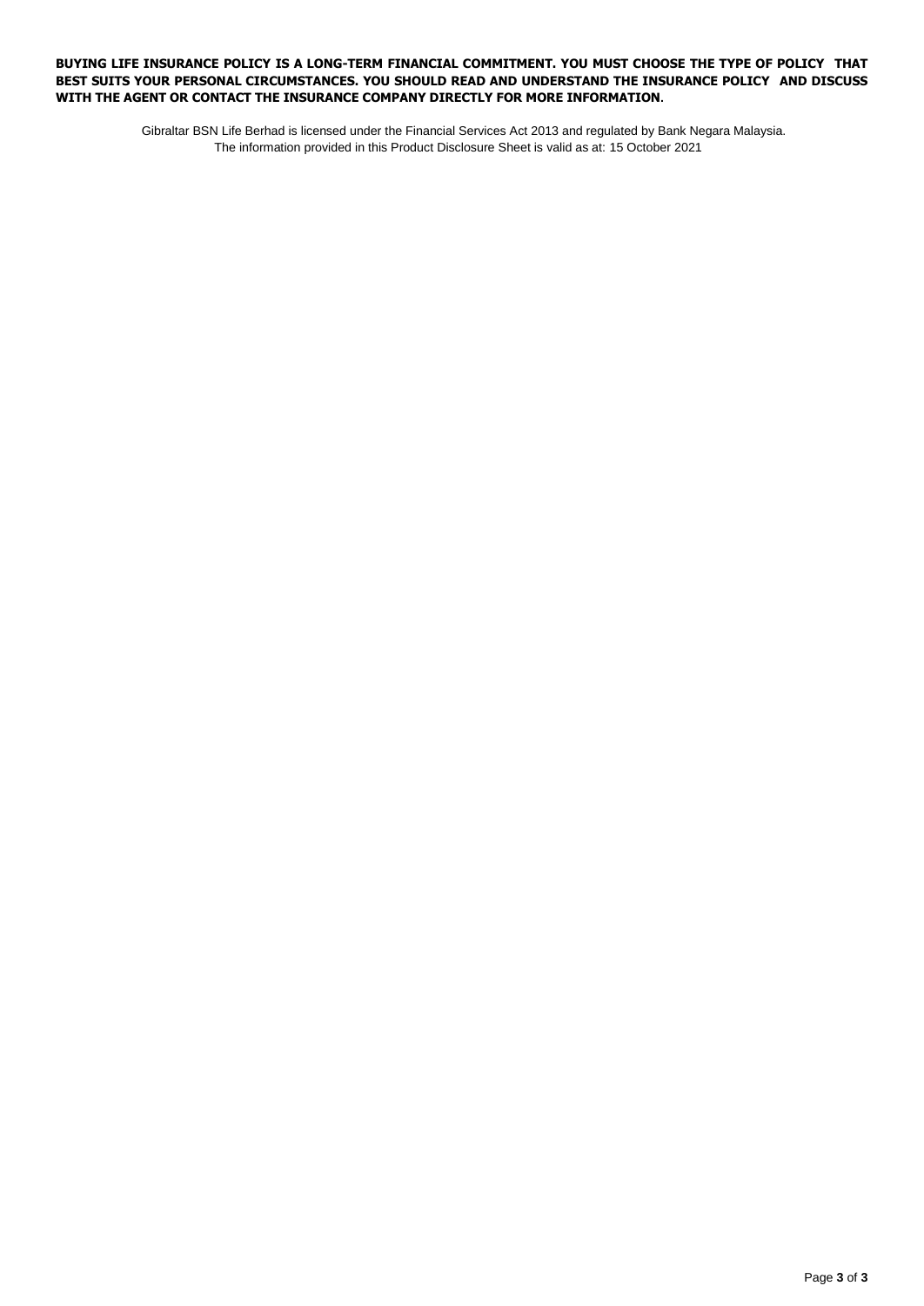**BUYING LIFE INSURANCE POLICY IS A LONG-TERM FINANCIAL COMMITMENT. YOU MUST CHOOSE THE TYPE OF POLICY THAT BEST SUITS YOUR PERSONAL CIRCUMSTANCES. YOU SHOULD READ AND UNDERSTAND THE INSURANCE POLICY AND DISCUSS WITH THE AGENT OR CONTACT THE INSURANCE COMPANY DIRECTLY FOR MORE INFORMATION**.

Gibraltar BSN Life Berhad is licensed under the Financial Services Act 2013 and regulated by Bank Negara Malaysia.
The information provided in this Product Disclosure Sheet is valid as at: 15 October 2021